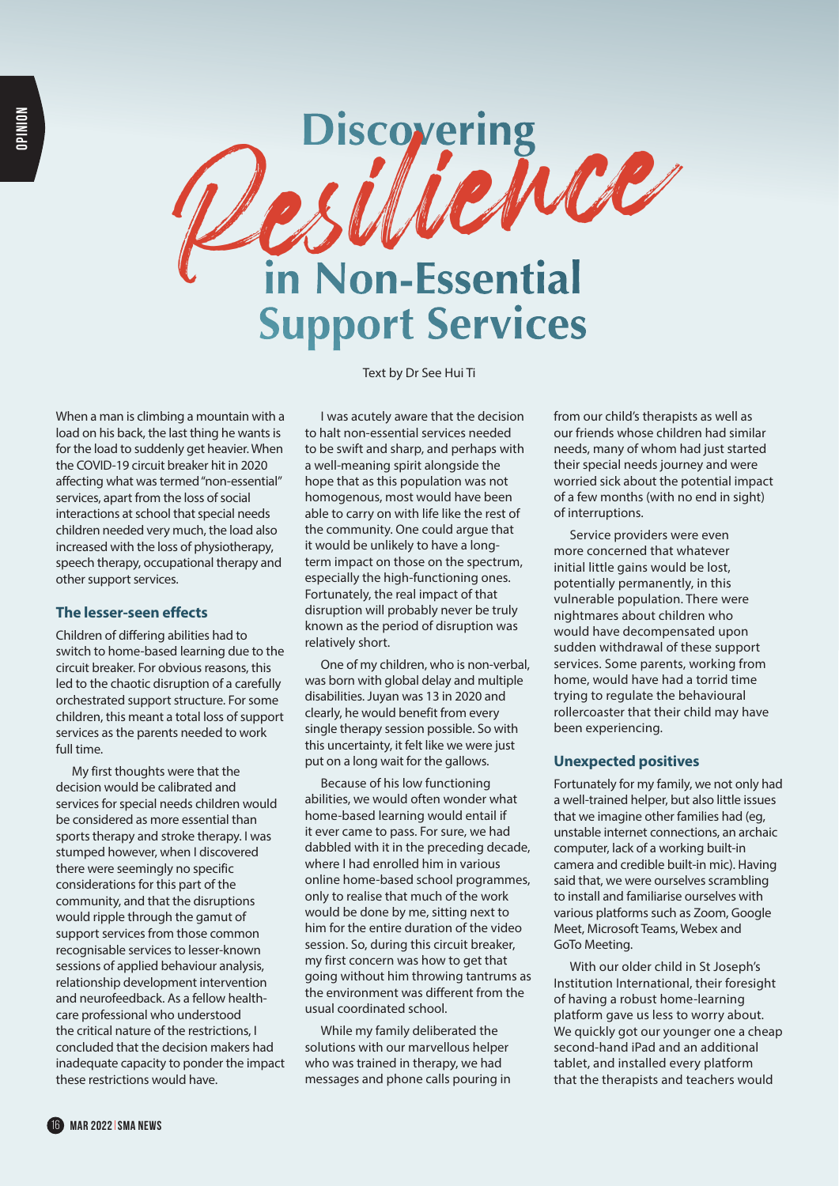# Discovering Resilience in Non-Essential Support Services

Text by Dr See Hui Ti

When a man is climbing a mountain with a load on his back, the last thing he wants is for the load to suddenly get heavier. When the COVID-19 circuit breaker hit in 2020 affecting what was termed "non-essential" services, apart from the loss of social interactions at school that special needs children needed very much, the load also increased with the loss of physiotherapy, speech therapy, occupational therapy and other support services.

## The lesser-seen effects

Children of differing abilities had to switch to home-based learning due to the circuit breaker. For obvious reasons, this led to the chaotic disruption of a carefully orchestrated support structure. For some children, this meant a total loss of support services as the parents needed to work full time.

My first thoughts were that the decision would be calibrated and services for special needs children would be considered as more essential than sports therapy and stroke therapy. I was stumped however, when I discovered there were seemingly no specific considerations for this part of the community, and that the disruptions would ripple through the gamut of support services from those common recognisable services to lesser-known sessions of applied behaviour analysis, relationship development intervention and neurofeedback. As a fellow health-care professional who understood the critical nature of the restrictions, I concluded that the decision makers had inadequate capacity to ponder the impact these restrictions would have.

I was acutely aware that the decision to halt non-essential services needed to be swift and sharp, and perhaps with a well-meaning spirit alongside the hope that as this population was not homogenous, most would have been able to carry on with life like the rest of the community. One could argue that it would be unlikely to have a long-term impact on those on the spectrum, especially the high-functioning ones. Fortunately, the real impact of that disruption will probably never be truly known as the period of disruption was relatively short.

One of my children, who is non-verbal, was born with global delay and multiple disabilities. Juyan was 13 in 2020 and clearly, he would benefit from every single therapy session possible. So with this uncertainty, it felt like we were just put on a long wait for the gallows.

Because of his low functioning abilities, we would often wonder what home-based learning would entail if it ever came to pass. For sure, we had dabbled with it in the preceding decade, where I had enrolled him in various online home-based school programmes, only to realise that much of the work would be done by me, sitting next to him for the entire duration of the video session. So, during this circuit breaker, my first concern was how to get that going without him throwing tantrums as the environment was different from the usual coordinated school.

While my family deliberated the solutions with our marvellous helper who was trained in therapy, we had messages and phone calls pouring in from our child's therapists as well as our friends whose children had similar needs, many of whom had just started their special needs journey and were worried sick about the potential impact of a few months (with no end in sight) of interruptions.

Service providers were even more concerned that whatever initial little gains would be lost, potentially permanently, in this vulnerable population. There were nightmares about children who would have decompensated upon sudden withdrawal of these support services. Some parents, working from home, would have had a torrid time trying to regulate the behavioural rollercoaster that their child may have been experiencing.

## Unexpected positives

Fortunately for my family, we not only had a well-trained helper, but also little issues that we imagine other families had (eg, unstable internet connections, an archaic computer, lack of a working built-in camera and credible built-in mic). Having said that, we were ourselves scrambling to install and familiarise ourselves with various platforms such as Zoom, Google Meet, Microsoft Teams, Webex and GoTo Meeting.

With our older child in St Joseph's Institution International, their foresight of having a robust home-learning platform gave us less to worry about. We quickly got our younger one a cheap second-hand iPad and an additional tablet, and installed every platform that the therapists and teachers would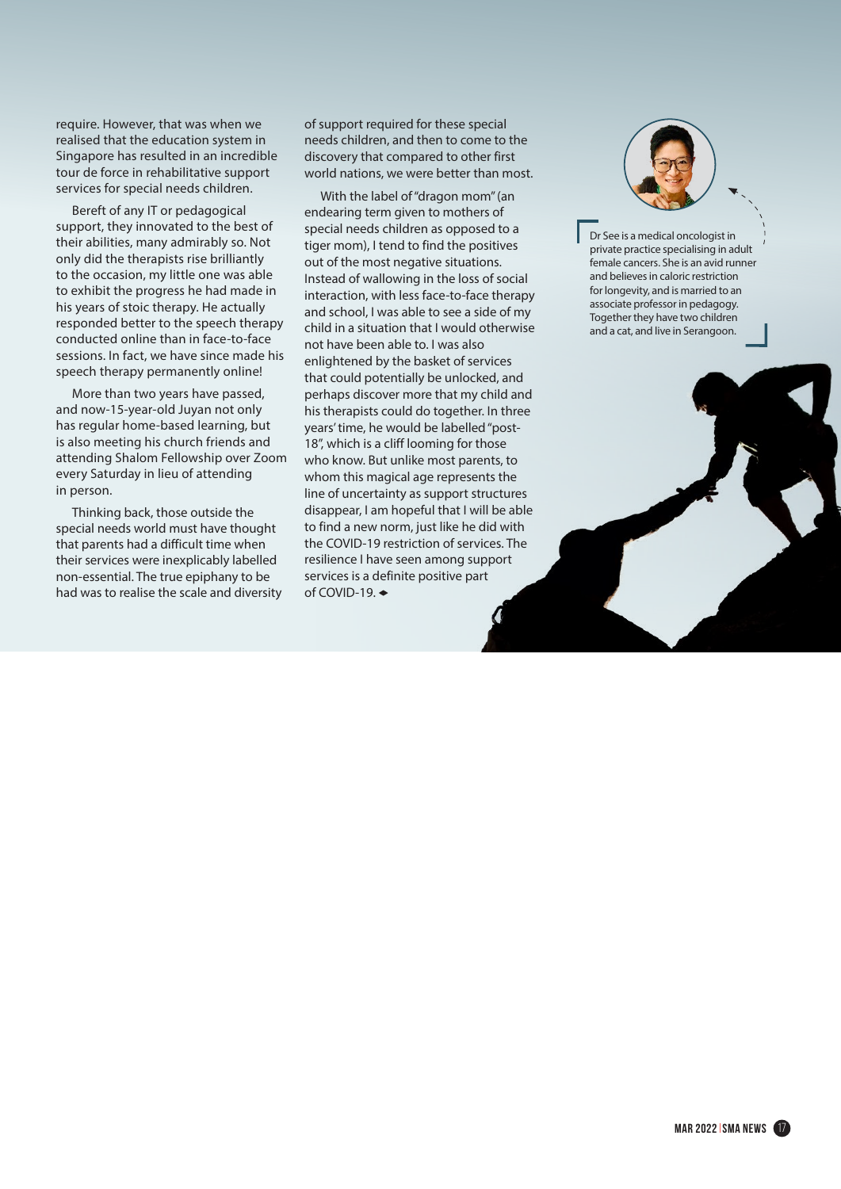require. However, that was when we realised that the education system in Singapore has resulted in an incredible tour de force in rehabilitative support services for special needs children.

Bereft of any IT or pedagogical support, they innovated to the best of their abilities, many admirably so. Not only did the therapists rise brilliantly to the occasion, my little one was able to exhibit the progress he had made in his years of stoic therapy. He actually responded better to the speech therapy conducted online than in face-to-face sessions. In fact, we have since made his speech therapy permanently online!

More than two years have passed, and now-15-year-old Juyan not only has regular home-based learning, but is also meeting his church friends and attending Shalom Fellowship over Zoom every Saturday in lieu of attending in person.

Thinking back, those outside the special needs world must have thought that parents had a difficult time when their services were inexplicably labelled non-essential. The true epiphany to be had was to realise the scale and diversity of support required for these special needs children, and then to come to the discovery that compared to other first world nations, we were better than most.

With the label of "dragon mom" (an endearing term given to mothers of special needs children as opposed to a tiger mom), I tend to find the positives out of the most negative situations. Instead of wallowing in the loss of social interaction, with less face-to-face therapy and school, I was able to see a side of my child in a situation that I would otherwise not have been able to. I was also enlightened by the basket of services that could potentially be unlocked, and perhaps discover more that my child and his therapists could do together. In three years' time, he would be labelled "post-18", which is a cliff looming for those who know. But unlike most parents, to whom this magical age represents the line of uncertainty as support structures disappear, I am hopeful that I will be able to find a new norm, just like he did with the COVID-19 restriction of services. The resilience I have seen among support services is a definite positive part of COVID-19. ◆

Dr See is a medical oncologist in private practice specialising in adult female cancers. She is an avid runner and believes in caloric restriction for longevity, and is married to an associate professor in pedagogy. Together they have two children and a cat, and live in Serangoon.